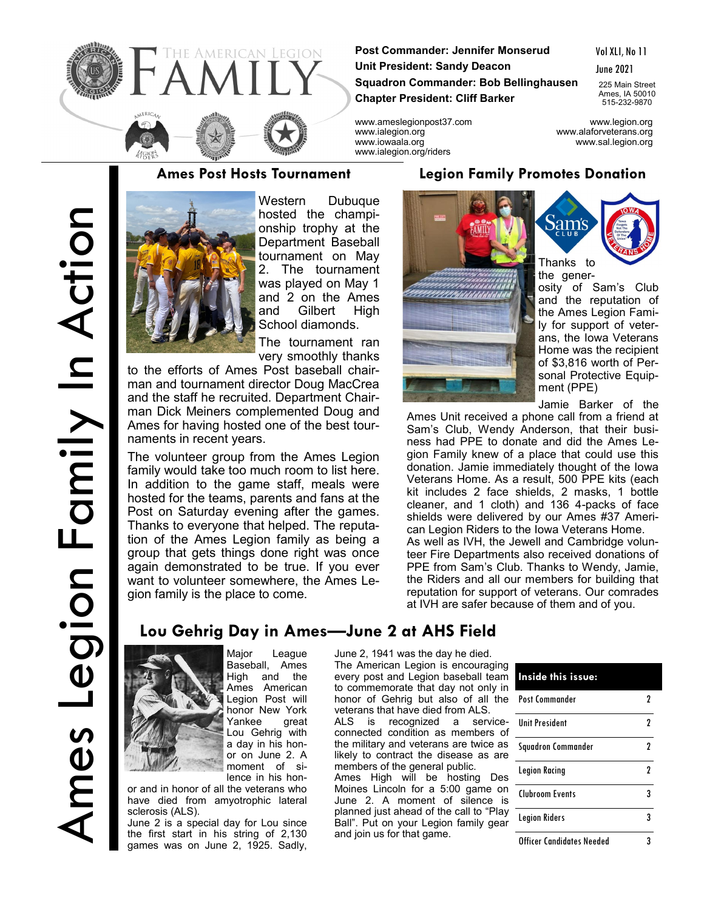# The American Legion FAMILY

**Post Commander: Jennifer Monserud**
**Unit President: Sandy Deacon**
**Squadron Commander: Bob Bellinghausen**
**Chapter President: Cliff Barker**

Vol XLI, No 11
June 2021

225 Main Street
Ames, IA 50010
515-232-9870

www.ameslegionpost37.com
www.ialegion.org
www.iowaala.org
www.ialegion.org/riders

www.legion.org
www.alaforveterans.org
www.sal.legion.org

Ames Legion Family In Action

## Ames Post Hosts Tournament

Western Dubuque hosted the championship trophy at the Department Baseball tournament on May 2. The tournament was played on May 1 and 2 on the Ames and Gilbert High School diamonds.

The tournament ran very smoothly thanks to the efforts of Ames Post baseball chairman and tournament director Doug MacCrea and the staff he recruited. Department Chairman Dick Meiners complemented Doug and Ames for having hosted one of the best tournaments in recent years.

The volunteer group from the Ames Legion family would take too much room to list here. In addition to the game staff, meals were hosted for the teams, parents and fans at the Post on Saturday evening after the games. Thanks to everyone that helped. The reputation of the Ames Legion family as being a group that gets things done right was once again demonstrated to be true. If you ever want to volunteer somewhere, the Ames Legion family is the place to come.

## Legion Family Promotes Donation

Thanks to the generosity of Sam's Club and the reputation of the Ames Legion Family for support of veterans, the Iowa Veterans Home was the recipient of $3,816 worth of Personal Protective Equipment (PPE)

Jamie Barker of the Ames Unit received a phone call from a friend at Sam's Club, Wendy Anderson, that their business had PPE to donate and did the Ames Legion Family knew of a place that could use this donation. Jamie immediately thought of the Iowa Veterans Home. As a result, 500 PPE kits (each kit includes 2 face shields, 2 masks, 1 bottle cleaner, and 1 cloth) and 136 4-packs of face shields were delivered by our Ames #37 American Legion Riders to the Iowa Veterans Home.

As well as IVH, the Jewell and Cambridge volunteer Fire Departments also received donations of PPE from Sam's Club. Thanks to Wendy, Jamie, the Riders and all our members for building that reputation for support of veterans. Our comrades at IVH are safer because of them and of you.

## Lou Gehrig Day in Ames—June 2 at AHS Field

Major League Baseball, Ames High and the Ames American Legion Post will honor New York Yankee great Lou Gehrig with a day in his honor on June 2. A moment of silence in his honor and in honor of all the veterans who have died from amyotrophic lateral sclerosis (ALS).

June 2 is a special day for Lou since the first start in his string of 2,130 games was on June 2, 1925. Sadly, June 2, 1941 was the day he died.

The American Legion is encouraging every post and Legion baseball team to commemorate that day not only in honor of Gehrig but also of all the veterans that have died from ALS.

ALS is recognized a service-connected condition as members of the military and veterans are twice as likely to contract the disease as are members of the general public.

Ames High will be hosting Des Moines Lincoln for a 5:00 game on June 2. A moment of silence is planned just ahead of the call to "Play Ball". Put on your Legion family gear and join us for that game.

| Inside this issue: | |
|---|---|
| Post Commander | 2 |
| Unit President | 2 |
| Squadron Commander | 2 |
| Legion Racing | 2 |
| Clubroom Events | 3 |
| Legion Riders | 3 |
| Officer Candidates Needed | 3 |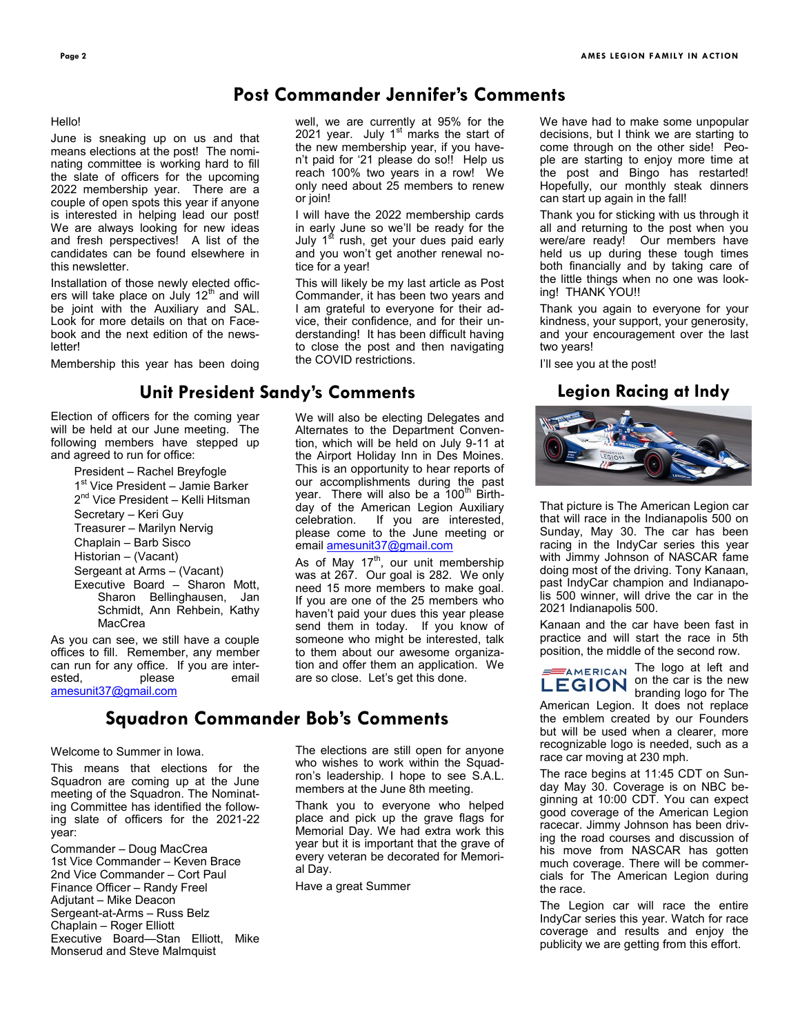## Post Commander Jennifer's Comments

Hello!

June is sneaking up on us and that means elections at the post! The nominating committee is working hard to fill the slate of officers for the upcoming 2022 membership year. There are a couple of open spots this year if anyone is interested in helping lead our post! We are always looking for new ideas and fresh perspectives! A list of the candidates can be found elsewhere in this newsletter.

Installation of those newly elected officers will take place on July 12th and will be joint with the Auxiliary and SAL. Look for more details on that on Facebook and the next edition of the newsletter!

Membership this year has been doing well, we are currently at 95% for the 2021 year. July 1st marks the start of the new membership year, if you haven't paid for '21 please do so!! Help us reach 100% two years in a row! We only need about 25 members to renew or join!

I will have the 2022 membership cards in early June so we'll be ready for the July 1st rush, get your dues paid early and you won't get another renewal notice for a year!

This will likely be my last article as Post Commander, it has been two years and I am grateful to everyone for their advice, their confidence, and for their understanding! It has been difficult having to close the post and then navigating the COVID restrictions.

We have had to make some unpopular decisions, but I think we are starting to come through on the other side! People are starting to enjoy more time at the post and Bingo has restarted! Hopefully, our monthly steak dinners can start up again in the fall!

Thank you for sticking with us through it all and returning to the post when you were/are ready! Our members have held us up during these tough times both financially and by taking care of the little things when no one was looking! THANK YOU!!

Thank you again to everyone for your kindness, your support, your generosity, and your encouragement over the last two years!

I'll see you at the post!

## Unit President Sandy's Comments

Election of officers for the coming year will be held at our June meeting. The following members have stepped up and agreed to run for office:

- President – Rachel Breyfogle
- 1st Vice President – Jamie Barker
- 2nd Vice President – Kelli Hitsman
- Secretary – Keri Guy
- Treasurer – Marilyn Nervig
- Chaplain – Barb Sisco
- Historian – (Vacant)
- Sergeant at Arms – (Vacant)
- Executive Board – Sharon Mott, Sharon Bellinghausen, Jan Schmidt, Ann Rehbein, Kathy MacCrea

As you can see, we still have a couple offices to fill. Remember, any member can run for any office. If you are interested, please email amesunit37@gmail.com

We will also be electing Delegates and Alternates to the Department Convention, which will be held on July 9-11 at the Airport Holiday Inn in Des Moines. This is an opportunity to hear reports of our accomplishments during the past year. There will also be a 100th Birthday of the American Legion Auxiliary celebration. If you are interested, please come to the June meeting or email amesunit37@gmail.com

As of May 17th, our unit membership was at 267. Our goal is 282. We only need 15 more members to make goal. If you are one of the 25 members who haven't paid your dues this year please send them in today. If you know of someone who might be interested, talk to them about our awesome organization and offer them an application. We are so close. Let's get this done.

## Squadron Commander Bob's Comments

Welcome to Summer in Iowa.

This means that elections for the Squadron are coming up at the June meeting of the Squadron. The Nominating Committee has identified the following slate of officers for the 2021-22 year:

Commander – Doug MacCrea
1st Vice Commander – Keven Brace
2nd Vice Commander – Cort Paul
Finance Officer – Randy Freel
Adjutant – Mike Deacon
Sergeant-at-Arms – Russ Belz
Chaplain – Roger Elliott
Executive Board—Stan Elliott, Mike Monserud and Steve Malmquist

The elections are still open for anyone who wishes to work within the Squadron's leadership. I hope to see S.A.L. members at the June 8th meeting.

Thank you to everyone who helped place and pick up the grave flags for Memorial Day. We had extra work this year but it is important that the grave of every veteran be decorated for Memorial Day.

Have a great Summer

## Legion Racing at Indy

That picture is The American Legion car that will race in the Indianapolis 500 on Sunday, May 30. The car has been racing in the IndyCar series this year with Jimmy Johnson of NASCAR fame doing most of the driving. Tony Kanaan, past IndyCar champion and Indianapolis 500 winner, will drive the car in the 2021 Indianapolis 500.

Kanaan and the car have been fast in practice and will start the race in 5th position, the middle of the second row.

The logo at left and on the car is the new branding logo for The American Legion. It does not replace the emblem created by our Founders but will be used when a clearer, more recognizable logo is needed, such as a race car moving at 230 mph.

The race begins at 11:45 CDT on Sunday May 30. Coverage is on NBC beginning at 10:00 CDT. You can expect good coverage of the American Legion racecar. Jimmy Johnson has been driving the road courses and discussion of his move from NASCAR has gotten much coverage. There will be commercials for The American Legion during the race.

The Legion car will race the entire IndyCar series this year. Watch for race coverage and results and enjoy the publicity we are getting from this effort.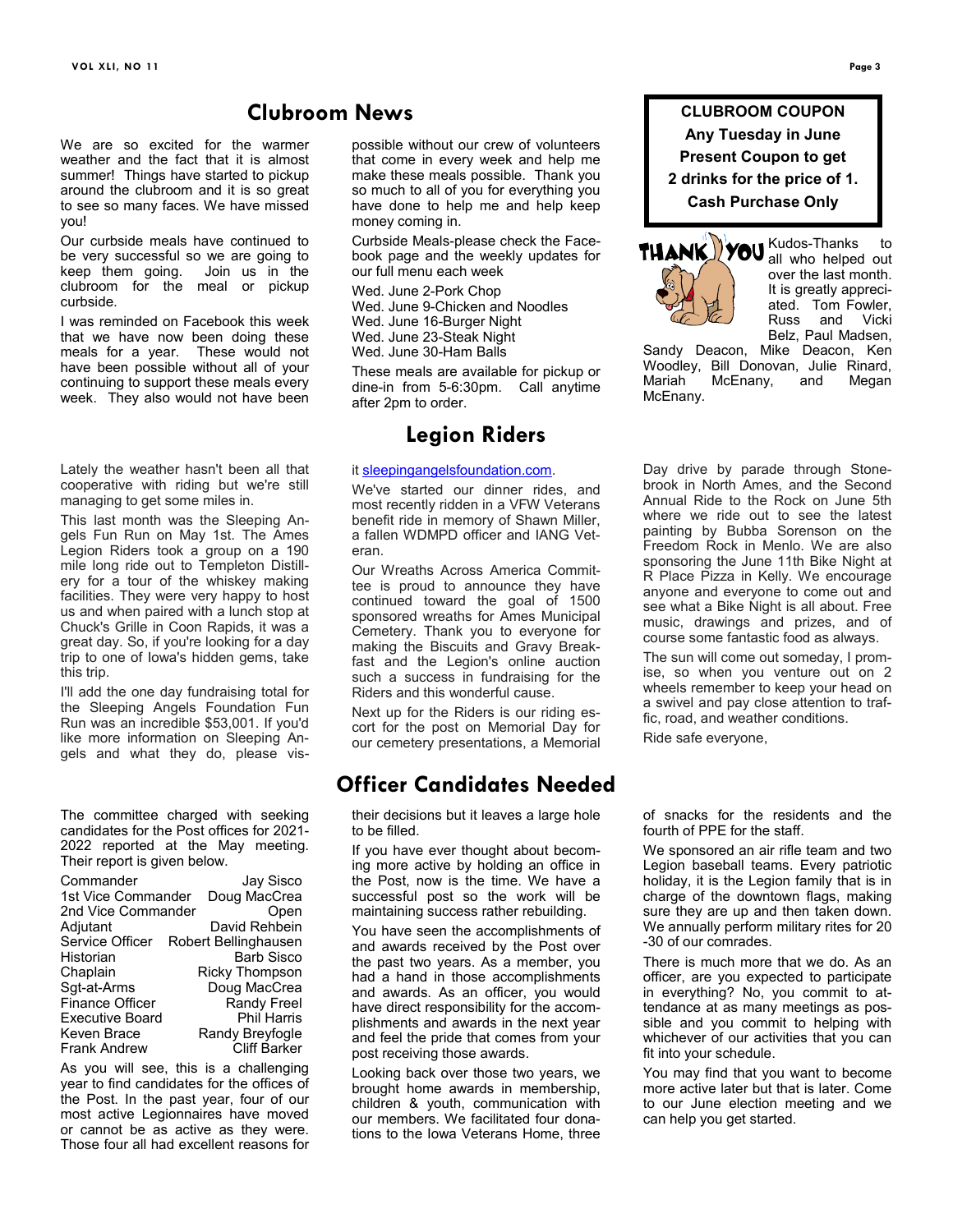## Clubroom News

We are so excited for the warmer weather and the fact that it is almost summer! Things have started to pickup around the clubroom and it is so great to see so many faces. We have missed you!

Our curbside meals have continued to be very successful so we are going to keep them going. Join us in the clubroom for the meal or pickup curbside.

I was reminded on Facebook this week that we have now been doing these meals for a year. These would not have been possible without all of your continuing to support these meals every week. They also would not have been possible without our crew of volunteers that come in every week and help me make these meals possible. Thank you so much to all of you for everything you have done to help me and help keep money coming in.

Curbside Meals-please check the Facebook page and the weekly updates for our full menu each week

Wed. June 2-Pork Chop
Wed. June 9-Chicken and Noodles
Wed. June 16-Burger Night
Wed. June 23-Steak Night
Wed. June 30-Ham Balls

These meals are available for pickup or dine-in from 5-6:30pm. Call anytime after 2pm to order.

**CLUBROOM COUPON**
**Any Tuesday in June**
**Present Coupon to get**
**2 drinks for the price of 1.**
**Cash Purchase Only**

THANK YOU

Kudos-Thanks to all who helped out over the last month. It is greatly appreciated. Tom Fowler, Russ and Vicki Belz, Paul Madsen, Sandy Deacon, Mike Deacon, Ken Woodley, Bill Donovan, Julie Rinard, Mariah McEnany, and Megan McEnany.

## Legion Riders

Lately the weather hasn't been all that cooperative with riding but we're still managing to get some miles in.

This last month was the Sleeping Angels Fun Run on May 1st. The Ames Legion Riders took a group on a 190 mile long ride out to Templeton Distillery for a tour of the whiskey making facilities. They were very happy to host us and when paired with a lunch stop at Chuck's Grille in Coon Rapids, it was a great day. So, if you're looking for a day trip to one of Iowa's hidden gems, take this trip.

I'll add the one day fundraising total for the Sleeping Angels Foundation Fun Run was an incredible $53,001. If you'd like more information on Sleeping Angels and what they do, please visit it sleepingangelsfoundation.com.

We've started our dinner rides, and most recently ridden in a VFW Veterans benefit ride in memory of Shawn Miller, a fallen WDMPD officer and IANG Veteran.

Our Wreaths Across America Committee is proud to announce they have continued toward the goal of 1500 sponsored wreaths for Ames Municipal Cemetery. Thank you to everyone for making the Biscuits and Gravy Breakfast and the Legion's online auction such a success in fundraising for the Riders and this wonderful cause.

Next up for the Riders is our riding escort for the post on Memorial Day for our cemetery presentations, a Memorial Day drive by parade through Stonebrook in North Ames, and the Second Annual Ride to the Rock on June 5th where we ride out to see the latest painting by Bubba Sorenson on the Freedom Rock in Menlo. We are also sponsoring the June 11th Bike Night at R Place Pizza in Kelly. We encourage anyone and everyone to come out and see what a Bike Night is all about. Free music, drawings and prizes, and of course some fantastic food as always.

The sun will come out someday, I promise, so when you venture out on 2 wheels remember to keep your head on a swivel and pay close attention to traffic, road, and weather conditions.

Ride safe everyone,

## Officer Candidates Needed

The committee charged with seeking candidates for the Post offices for 2021-2022 reported at the May meeting. Their report is given below.

| Office | Candidate |
|---|---|
| Commander | Jay Sisco |
| 1st Vice Commander | Doug MacCrea |
| 2nd Vice Commander | Open |
| Adjutant | David Rehbein |
| Service Officer | Robert Bellinghausen |
| Historian | Barb Sisco |
| Chaplain | Ricky Thompson |
| Sgt-at-Arms | Doug MacCrea |
| Finance Officer | Randy Freel |
| Executive Board | Phil Harris |
| Keven Brace | Randy Breyfogle |
| Frank Andrew | Cliff Barker |

As you will see, this is a challenging year to find candidates for the offices of the Post. In the past year, four of our most active Legionnaires have moved or cannot be as active as they were. Those four all had excellent reasons for their decisions but it leaves a large hole to be filled.

If you have ever thought about becoming more active by holding an office in the Post, now is the time. We have a successful post so the work will be maintaining success rather rebuilding.

You have seen the accomplishments of and awards received by the Post over the past two years. As a member, you had a hand in those accomplishments and awards. As an officer, you would have direct responsibility for the accomplishments and awards in the next year and feel the pride that comes from your post receiving those awards.

Looking back over those two years, we brought home awards in membership, children & youth, communication with our members. We facilitated four donations to the Iowa Veterans Home, three of snacks for the residents and the fourth of PPE for the staff.

We sponsored an air rifle team and two Legion baseball teams. Every patriotic holiday, it is the Legion family that is in charge of the downtown flags, making sure they are up and then taken down. We annually perform military rites for 20-30 of our comrades.

There is much more that we do. As an officer, are you expected to participate in everything? No, you commit to attendance at as many meetings as possible and you commit to helping with whichever of our activities that you can fit into your schedule.

You may find that you want to become more active later but that is later. Come to our June election meeting and we can help you get started.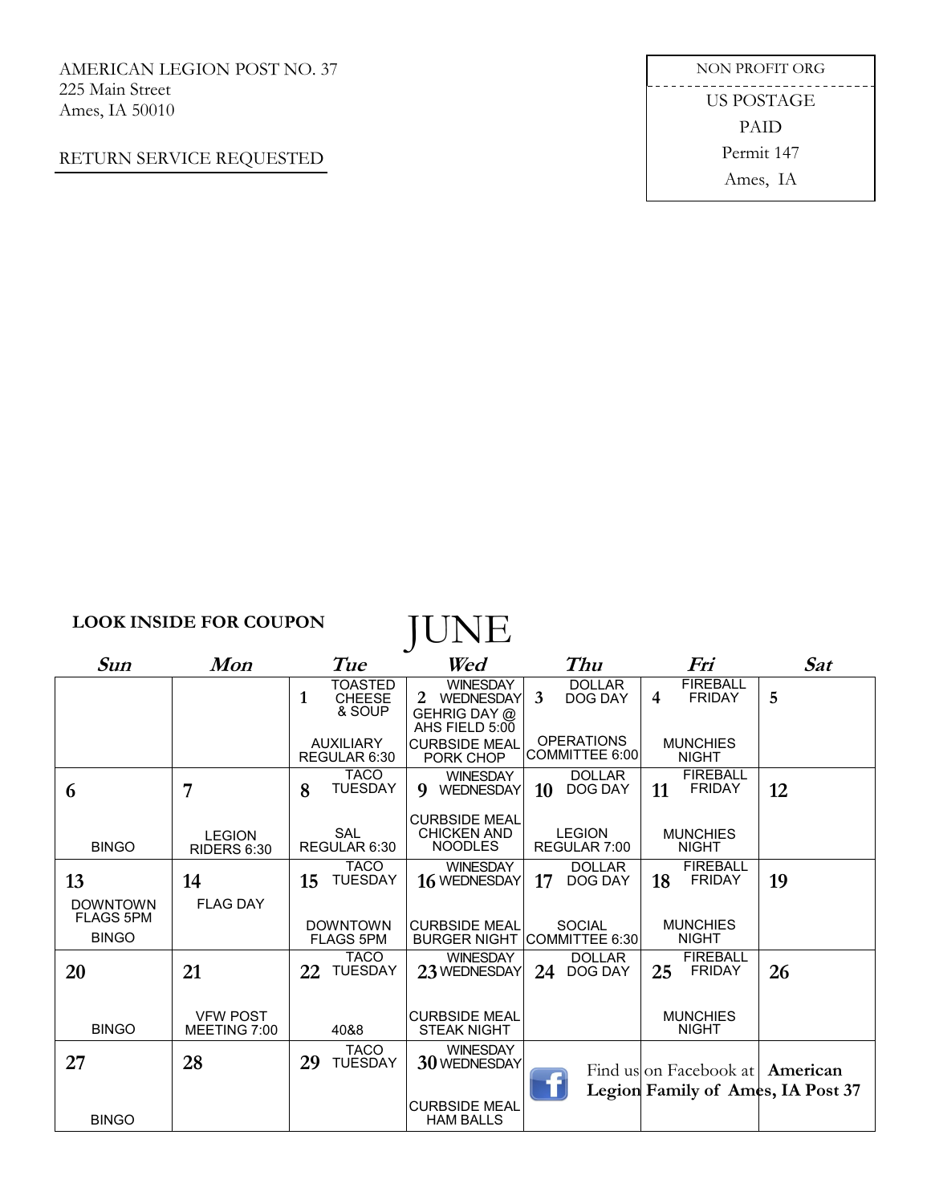AMERICAN LEGION POST NO. 37
225 Main Street
Ames, IA 50010

RETURN SERVICE REQUESTED

NON PROFIT ORG
US POSTAGE
PAID
Permit 147
Ames, IA

**LOOK INSIDE FOR COUPON**

# JUNE

| *Sun* | *Mon* | *Tue* | *Wed* | *Thu* | *Fri* | *Sat* |
|---|---|---|---|---|---|---|
| | | 1 TOASTED CHEESE & SOUP<br>AUXILIARY REGULAR 6:30 | 2 WINESDAY WEDNESDAY<br>GEHRIG DAY @ AHS FIELD 5:00<br>CURBSIDE MEAL PORK CHOP | 3 DOLLAR DOG DAY<br>OPERATIONS COMMITTEE 6:00 | 4 FIREBALL FRIDAY<br>MUNCHIES NIGHT | 5 |
| 6<br>BINGO | 7<br>LEGION RIDERS 6:30 | 8 TACO TUESDAY<br>SAL REGULAR 6:30 | 9 WINESDAY WEDNESDAY<br>CURBSIDE MEAL CHICKEN AND NOODLES | 10 DOLLAR DOG DAY<br>LEGION REGULAR 7:00 | 11 FIREBALL FRIDAY<br>MUNCHIES NIGHT | 12 |
| 13<br>DOWNTOWN FLAGS 5PM<br>BINGO | 14<br>FLAG DAY | 15 TACO TUESDAY<br>DOWNTOWN FLAGS 5PM | 16 WINESDAY WEDNESDAY<br>CURBSIDE MEAL BURGER NIGHT | 17 DOLLAR DOG DAY<br>SOCIAL COMMITTEE 6:30 | 18 FIREBALL FRIDAY<br>MUNCHIES NIGHT | 19 |
| 20<br>BINGO | 21<br>VFW POST MEETING 7:00 | 22 TACO TUESDAY<br>40&8 | 23 WINESDAY WEDNESDAY<br>CURBSIDE MEAL STEAK NIGHT | 24 DOLLAR DOG DAY | 25 FIREBALL FRIDAY<br>MUNCHIES NIGHT | 26 |
| 27<br>BINGO | 28 | 29 TACO TUESDAY | 30 WINESDAY WEDNESDAY<br>CURBSIDE MEAL HAM BALLS | | | |

Find us on Facebook at **American Legion Family of Ames, IA Post 37**